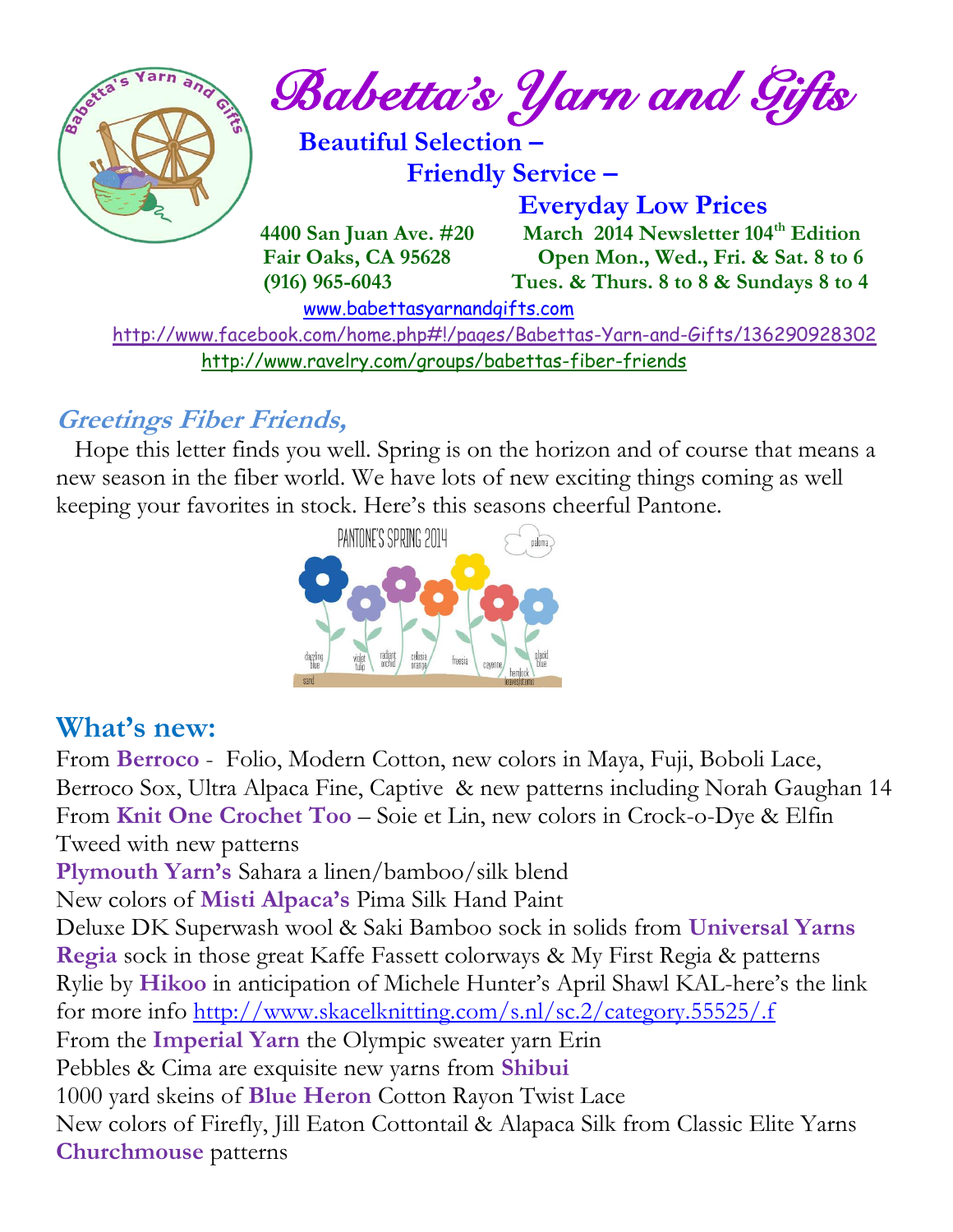# Babetta's Yarn and Gifts

**Beautiful Selection –**
**Friendly Service –**
**Everyday Low Prices**

**4400 San Juan Ave. #20**
**Fair Oaks, CA 95628**
**(916) 965-6043**

**March 2014 Newsletter 104th Edition**
**Open Mon., Wed., Fri. & Sat. 8 to 6**
**Tues. & Thurs. 8 to 8 & Sundays 8 to 4**

www.babettasyarnandgifts.com

http://www.facebook.com/home.php#!/pages/Babettas-Yarn-and-Gifts/136290928302

http://www.ravelry.com/groups/babettas-fiber-friends

## Greetings Fiber Friends,

Hope this letter finds you well. Spring is on the horizon and of course that means a new season in the fiber world. We have lots of new exciting things coming as well keeping your favorites in stock. Here's this seasons cheerful Pantone.

PANTONE'S SPRING 2014
paloma
dazzling blue
violet tulip
radiant orchid
celosia orange
freesia
cayenne
placid blue
hemlock leaves/stems
sand

## What's new:

From **Berroco** - Folio, Modern Cotton, new colors in Maya, Fuji, Boboli Lace, Berroco Sox, Ultra Alpaca Fine, Captive & new patterns including Norah Gaughan 14

From **Knit One Crochet Too** – Soie et Lin, new colors in Crock-o-Dye & Elfin Tweed with new patterns

**Plymouth Yarn's** Sahara a linen/bamboo/silk blend

New colors of **Misti Alpaca's** Pima Silk Hand Paint

Deluxe DK Superwash wool & Saki Bamboo sock in solids from **Universal Yarns**

**Regia** sock in those great Kaffe Fassett colorways & My First Regia & patterns

Rylie by **Hikoo** in anticipation of Michele Hunter's April Shawl KAL-here's the link for more info http://www.skacelknitting.com/s.nl/sc.2/category.55525/.f

From the **Imperial Yarn** the Olympic sweater yarn Erin

Pebbles & Cima are exquisite new yarns from **Shibui**

1000 yard skeins of **Blue Heron** Cotton Rayon Twist Lace

New colors of Firefly, Jill Eaton Cottontail & Alapaca Silk from Classic Elite Yarns

**Churchmouse** patterns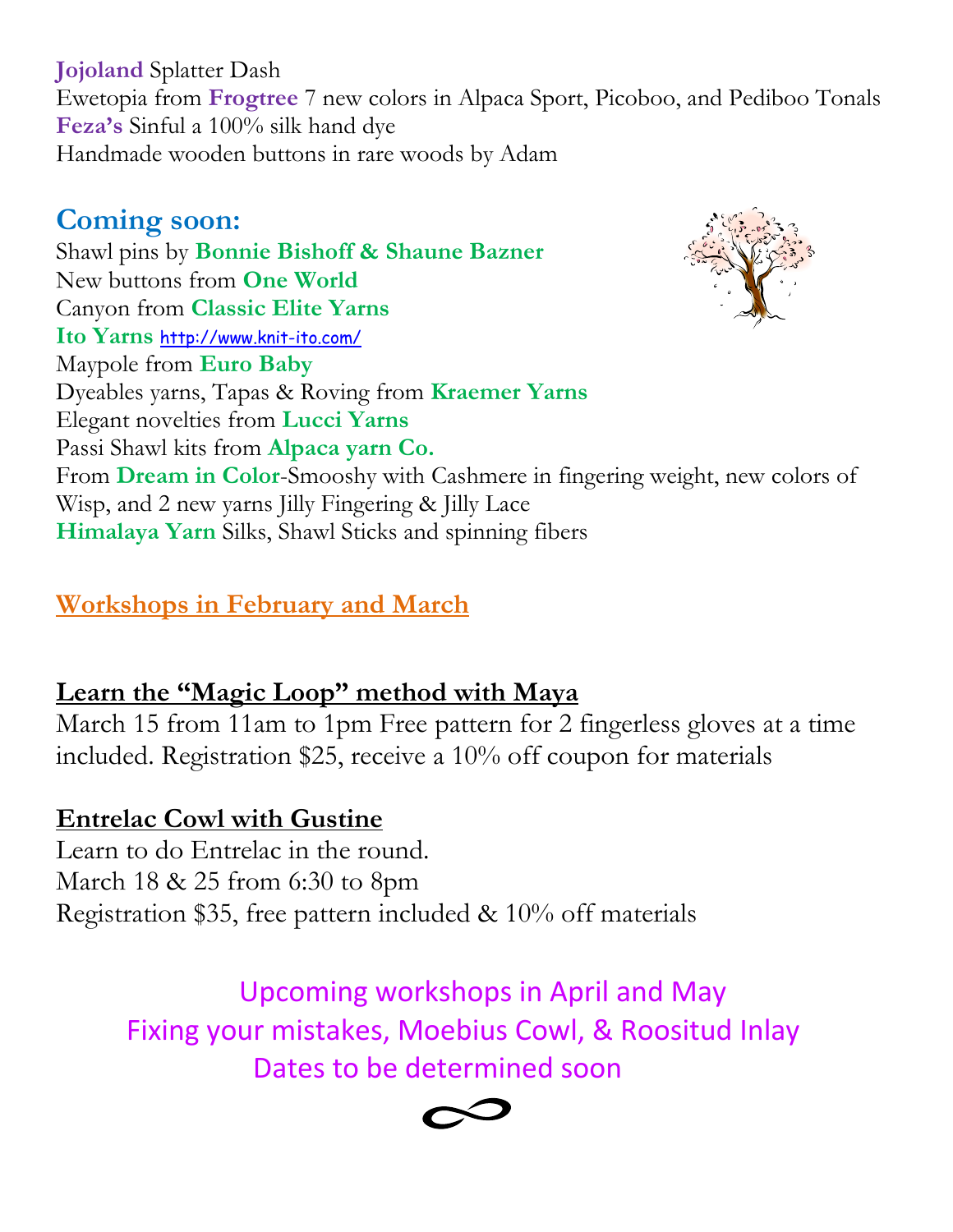**Jojoland** Splatter Dash
Ewetopia from **Frogtree** 7 new colors in Alpaca Sport, Picoboo, and Pediboo Tonals
**Feza's** Sinful a 100% silk hand dye
Handmade wooden buttons in rare woods by Adam

## Coming soon:

Shawl pins by **Bonnie Bishoff & Shaune Bazner**
New buttons from **One World**
Canyon from **Classic Elite Yarns**
**Ito Yarns** http://www.knit-ito.com/
Maypole from **Euro Baby**
Dyeables yarns, Tapas & Roving from **Kraemer Yarns**
Elegant novelties from **Lucci Yarns**
Passi Shawl kits from **Alpaca yarn Co.**
From **Dream in Color**-Smooshy with Cashmere in fingering weight, new colors of Wisp, and 2 new yarns Jilly Fingering & Jilly Lace
**Himalaya Yarn** Silks, Shawl Sticks and spinning fibers

## Workshops in February and March

### Learn the "Magic Loop" method with Maya

March 15 from 11am to 1pm Free pattern for 2 fingerless gloves at a time included. Registration $25, receive a 10% off coupon for materials

### Entrelac Cowl with Gustine

Learn to do Entrelac in the round.
March 18 & 25 from 6:30 to 8pm
Registration $35, free pattern included & 10% off materials

Upcoming workshops in April and May
Fixing your mistakes, Moebius Cowl, & Roositud Inlay
Dates to be determined soon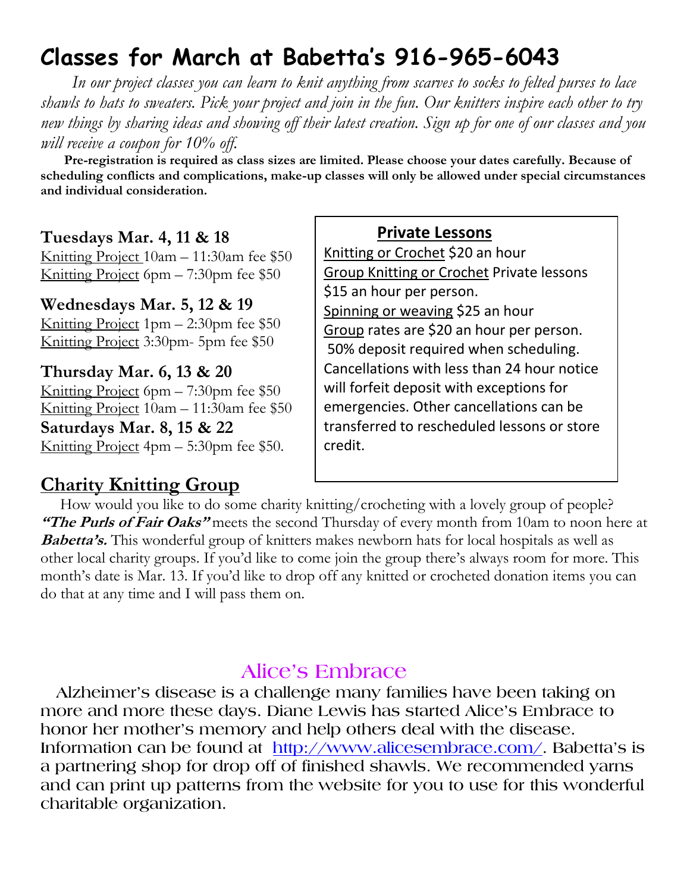# Classes for March at Babetta's 916-965-6043

*In our project classes you can learn to knit anything from scarves to socks to felted purses to lace shawls to hats to sweaters. Pick your project and join in the fun. Our knitters inspire each other to try new things by sharing ideas and showing off their latest creation. Sign up for one of our classes and you will receive a coupon for 10% off.*

**Pre-registration is required as class sizes are limited. Please choose your dates carefully. Because of scheduling conflicts and complications, make-up classes will only be allowed under special circumstances and individual consideration.**

**Tuesdays Mar. 4, 11 & 18**
Knitting Project 10am – 11:30am fee $50
Knitting Project 6pm – 7:30pm fee $50

**Wednesdays Mar. 5, 12 & 19**
Knitting Project 1pm – 2:30pm fee $50
Knitting Project 3:30pm- 5pm fee $50

**Thursday Mar. 6, 13 & 20**
Knitting Project 6pm – 7:30pm fee $50
Knitting Project 10am – 11:30am fee $50

**Saturdays Mar. 8, 15 & 22**
Knitting Project 4pm – 5:30pm fee $50.

## Private Lessons

Knitting or Crochet $20 an hour
Group Knitting or Crochet Private lessons $15 an hour per person.
Spinning or weaving $25 an hour
Group rates are $20 an hour per person.
50% deposit required when scheduling. Cancellations with less than 24 hour notice will forfeit deposit with exceptions for emergencies. Other cancellations can be transferred to rescheduled lessons or store credit.

## Charity Knitting Group

How would you like to do some charity knitting/crocheting with a lovely group of people? ***"The Purls of Fair Oaks"*** meets the second Thursday of every month from 10am to noon here at ***Babetta's.*** This wonderful group of knitters makes newborn hats for local hospitals as well as other local charity groups. If you'd like to come join the group there's always room for more. This month's date is Mar. 13. If you'd like to drop off any knitted or crocheted donation items you can do that at any time and I will pass them on.

## Alice's Embrace

Alzheimer's disease is a challenge many families have been taking on more and more these days. Diane Lewis has started Alice's Embrace to honor her mother's memory and help others deal with the disease. Information can be found at http://www.alicesembrace.com/. Babetta's is a partnering shop for drop off of finished shawls. We recommended yarns and can print up patterns from the website for you to use for this wonderful charitable organization.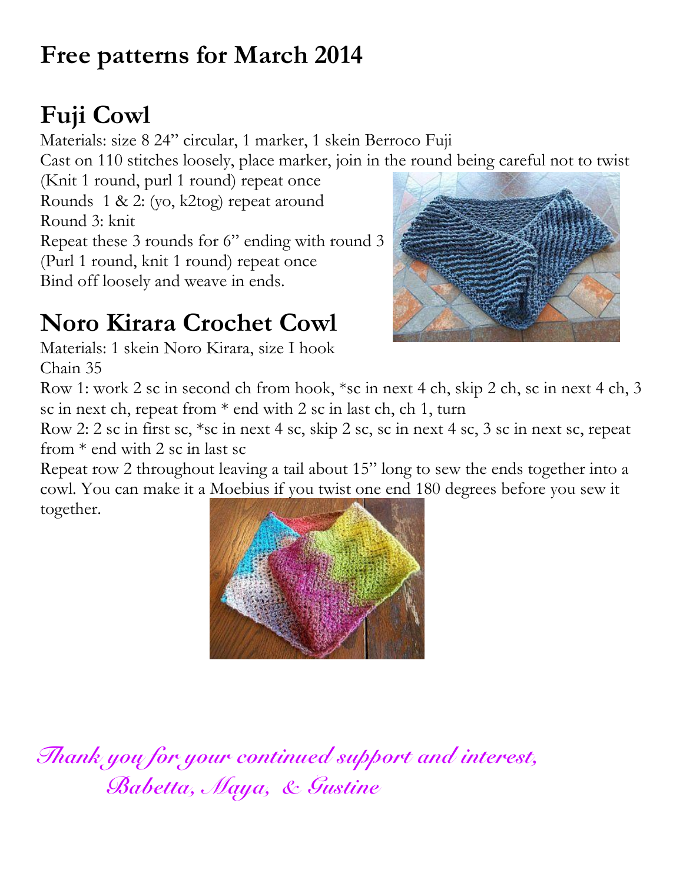# Free patterns for March 2014

## Fuji Cowl

Materials: size 8 24" circular, 1 marker, 1 skein Berroco Fuji

Cast on 110 stitches loosely, place marker, join in the round being careful not to twist

(Knit 1 round, purl 1 round) repeat once

Rounds 1 & 2: (yo, k2tog) repeat around

Round 3: knit

Repeat these 3 rounds for 6" ending with round 3

(Purl 1 round, knit 1 round) repeat once

Bind off loosely and weave in ends.

## Noro Kirara Crochet Cowl

Materials: 1 skein Noro Kirara, size I hook

Chain 35

Row 1: work 2 sc in second ch from hook, *sc in next 4 ch, skip 2 ch, sc in next 4 ch, 3 sc in next ch, repeat from * end with 2 sc in last ch, ch 1, turn

Row 2: 2 sc in first sc, *sc in next 4 sc, skip 2 sc, sc in next 4 sc, 3 sc in next sc, repeat from * end with 2 sc in last sc

Repeat row 2 throughout leaving a tail about 15" long to sew the ends together into a cowl. You can make it a Moebius if you twist one end 180 degrees before you sew it together.

*Thank you for your continued support and interest,*
*Babetta, Maya, & Gustine*